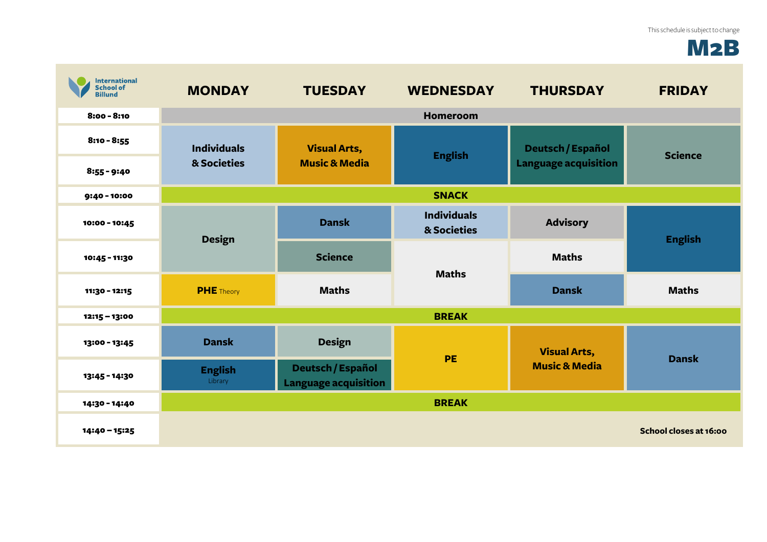This schedule is subject to change

# M2B

International School of Billund

| | MONDAY | TUESDAY | WEDNESDAY | THURSDAY | FRIDAY |
|---|---|---|---|---|---|
| 8:00 - 8:10 | Homeroom | Homeroom | Homeroom | Homeroom | Homeroom |
| 8:10 - 8:55 | Individuals & Societies | Visual Arts, Music & Media | English | Deutsch / Español Language acquisition | Science |
| 8:55 - 9:40 | Individuals & Societies | Visual Arts, Music & Media | English | Deutsch / Español Language acquisition | Science |
| 9:40 - 10:00 | SNACK | SNACK | SNACK | SNACK | SNACK |
| 10:00 - 10:45 | Design | Dansk | Individuals & Societies | Advisory | English |
| 10:45 - 11:30 | Design | Science | Maths | Maths | English |
| 11:30 - 12:15 | PHE Theory | Maths | Maths | Dansk | Maths |
| 12:15 – 13:00 | BREAK | BREAK | BREAK | BREAK | BREAK |
| 13:00 - 13:45 | Dansk | Design | PE | Visual Arts, Music & Media | Dansk |
| 13:45 - 14:30 | English Library | Deutsch / Español Language acquisition | PE | Visual Arts, Music & Media | Dansk |
| 14:30 - 14:40 | BREAK | BREAK | BREAK | BREAK | BREAK |
| 14:40 – 15:25 | | | | | School closes at 16:00 |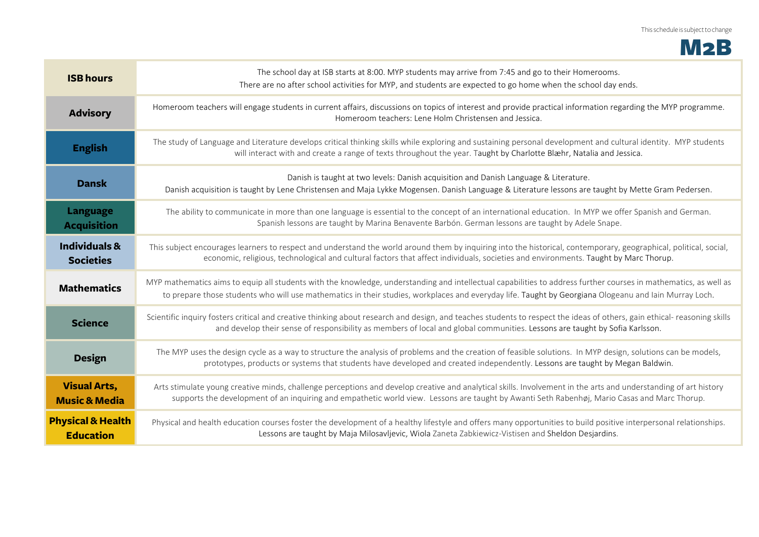This schedule is subject to change

# M2B

| | |
|---|---|
| **ISB hours** | The school day at ISB starts at 8:00. MYP students may arrive from 7:45 and go to their Homerooms. There are no after school activities for MYP, and students are expected to go home when the school day ends. |
| **Advisory** | Homeroom teachers will engage students in current affairs, discussions on topics of interest and provide practical information regarding the MYP programme. Homeroom teachers: Lene Holm Christensen and Jessica. |
| **English** | The study of Language and Literature develops critical thinking skills while exploring and sustaining personal development and cultural identity. MYP students will interact with and create a range of texts throughout the year. Taught by Charlotte Blæhr, Natalia and Jessica. |
| **Dansk** | Danish is taught at two levels: Danish acquisition and Danish Language & Literature. Danish acquisition is taught by Lene Christensen and Maja Lykke Mogensen. Danish Language & Literature lessons are taught by Mette Gram Pedersen. |
| **Language Acquisition** | The ability to communicate in more than one language is essential to the concept of an international education. In MYP we offer Spanish and German. Spanish lessons are taught by Marina Benavente Barbón. German lessons are taught by Adele Snape. |
| **Individuals & Societies** | This subject encourages learners to respect and understand the world around them by inquiring into the historical, contemporary, geographical, political, social, economic, religious, technological and cultural factors that affect individuals, societies and environments. Taught by Marc Thorup. |
| **Mathematics** | MYP mathematics aims to equip all students with the knowledge, understanding and intellectual capabilities to address further courses in mathematics, as well as to prepare those students who will use mathematics in their studies, workplaces and everyday life. Taught by Georgiana Ologeanu and Iain Murray Loch. |
| **Science** | Scientific inquiry fosters critical and creative thinking about research and design, and teaches students to respect the ideas of others, gain ethical- reasoning skills and develop their sense of responsibility as members of local and global communities. Lessons are taught by Sofia Karlsson. |
| **Design** | The MYP uses the design cycle as a way to structure the analysis of problems and the creation of feasible solutions. In MYP design, solutions can be models, prototypes, products or systems that students have developed and created independently. Lessons are taught by Megan Baldwin. |
| **Visual Arts, Music & Media** | Arts stimulate young creative minds, challenge perceptions and develop creative and analytical skills. Involvement in the arts and understanding of art history supports the development of an inquiring and empathetic world view. Lessons are taught by Awanti Seth Rabenhøj, Mario Casas and Marc Thorup. |
| **Physical & Health Education** | Physical and health education courses foster the development of a healthy lifestyle and offers many opportunities to build positive interpersonal relationships. Lessons are taught by Maja Milosavljevic, Wiola Zaneta Zabkiewicz-Vistisen and Sheldon Desjardins. |